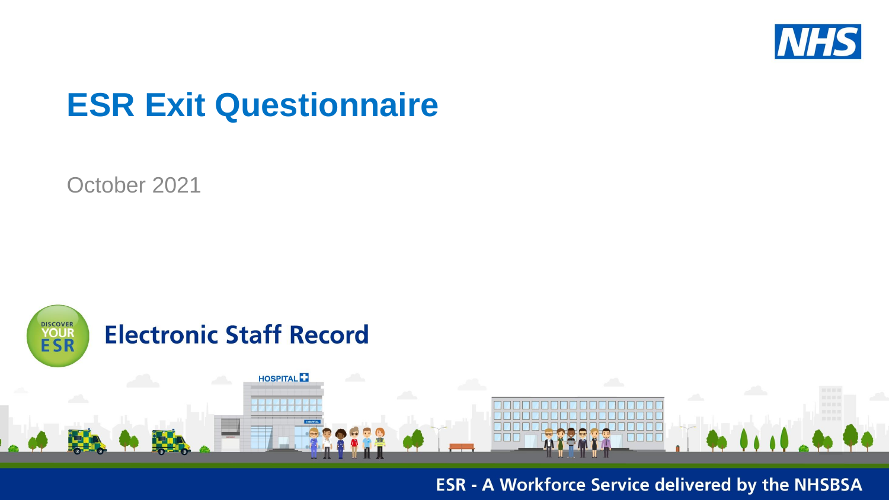# ESR Exit Questionnaire

October 2021

Electronic Staff Record

ESR - A Workforce Service delivered by the NHSBSA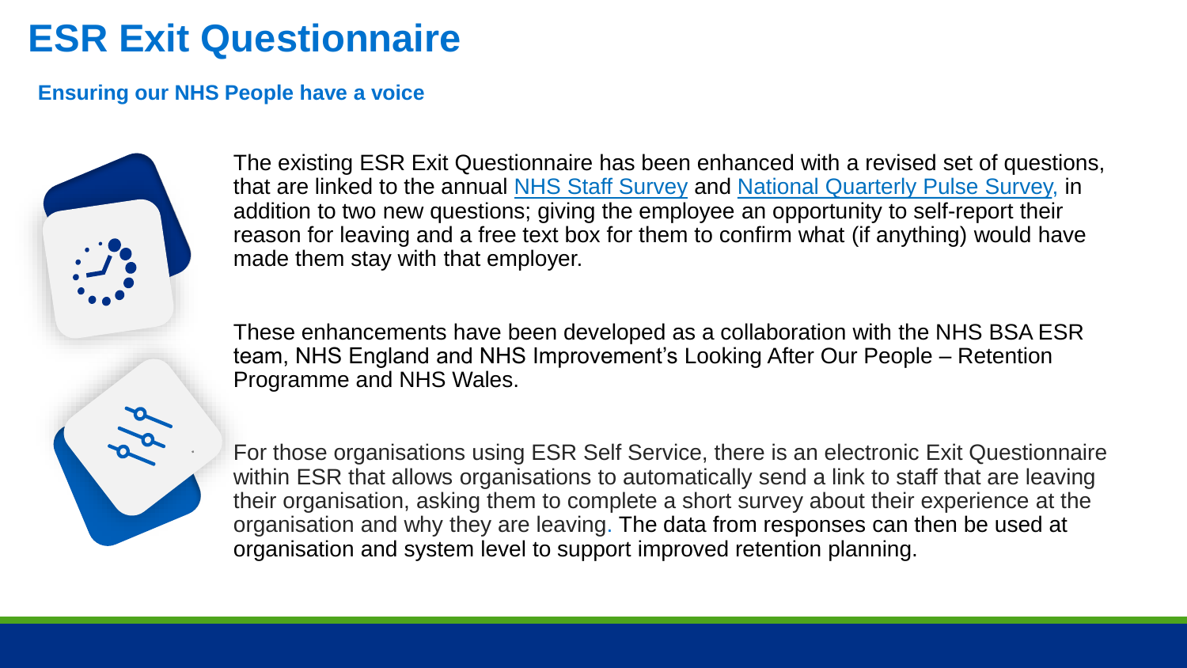# ESR Exit Questionnaire

### Ensuring our NHS People have a voice

The existing ESR Exit Questionnaire has been enhanced with a revised set of questions, that are linked to the annual NHS Staff Survey and National Quarterly Pulse Survey, in addition to two new questions; giving the employee an opportunity to self-report their reason for leaving and a free text box for them to confirm what (if anything) would have made them stay with that employer.

These enhancements have been developed as a collaboration with the NHS BSA ESR team, NHS England and NHS Improvement's Looking After Our People – Retention Programme and NHS Wales.

For those organisations using ESR Self Service, there is an electronic Exit Questionnaire within ESR that allows organisations to automatically send a link to staff that are leaving their organisation, asking them to complete a short survey about their experience at the organisation and why they are leaving. The data from responses can then be used at organisation and system level to support improved retention planning.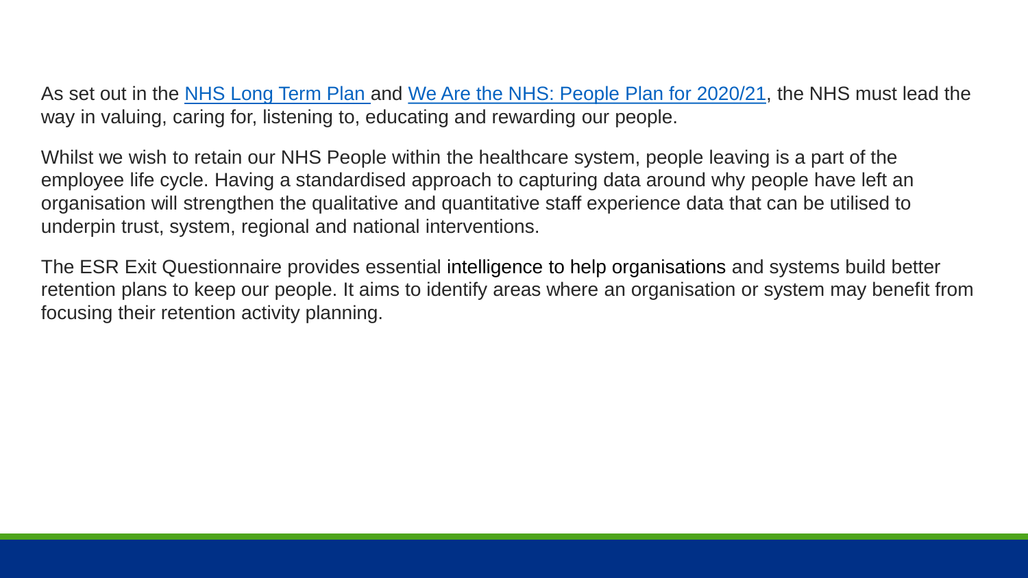As set out in the NHS Long Term Plan and We Are the NHS: People Plan for 2020/21, the NHS must lead the way in valuing, caring for, listening to, educating and rewarding our people.

Whilst we wish to retain our NHS People within the healthcare system, people leaving is a part of the employee life cycle. Having a standardised approach to capturing data around why people have left an organisation will strengthen the qualitative and quantitative staff experience data that can be utilised to underpin trust, system, regional and national interventions.

The ESR Exit Questionnaire provides essential intelligence to help organisations and systems build better retention plans to keep our people. It aims to identify areas where an organisation or system may benefit from focusing their retention activity planning.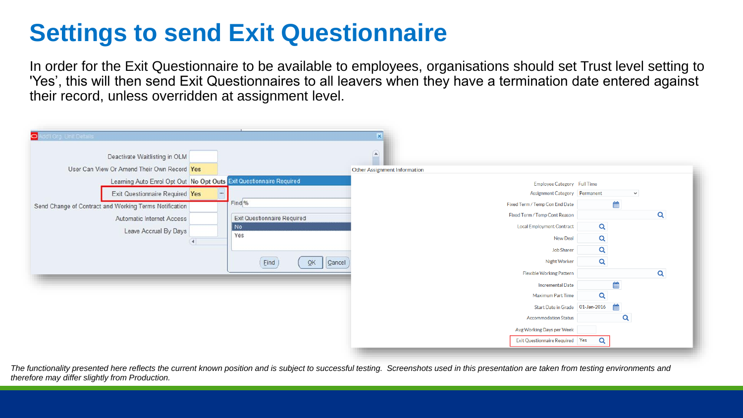# Settings to send Exit Questionnaire

In order for the Exit Questionnaire to be available to employees, organisations should set Trust level setting to 'Yes', this will then send Exit Questionnaires to all leavers when they have a termination date entered against their record, unless overridden at assignment level.

| Addt'l Org. Unit Details | |
|---|---|
| Deactivate Waitlisting in OLM | |
| User Can View Or Amend Their Own Record | Yes |
| Learning Auto Enrol Opt Out | No Opt Outs |
| Exit Questionnaire Required | Yes |
| Send Change of Contract and Working Terms Notification | |
| Automatic Internet Access | |
| Leave Accrual By Days | |

Exit Questionnaire Required

Find %

| Exit Questionnaire Required |
|---|
| No |
| Yes |

Find OK Cancel

Other Assignment Information

| | |
|---|---|
| Employee Category | Full Time |
| Assignment Category | Permanent |
| Fixed Term / Temp Con End Date | |
| Fixed Term / Temp Cont Reason | |
| Local Employment Contract | |
| New Deal | |
| Job Sharer | |
| Night Worker | |
| Flexible Working Pattern | |
| Incremental Date | |
| Maximum Part Time | |
| Start Date in Grade | 01-Jan-2016 |
| Accommodation Status | |
| Avg Working Days per Week | |
| Exit Questionnaire Required | Yes |

*The functionality presented here reflects the current known position and is subject to successful testing. Screenshots used in this presentation are taken from testing environments and therefore may differ slightly from Production.*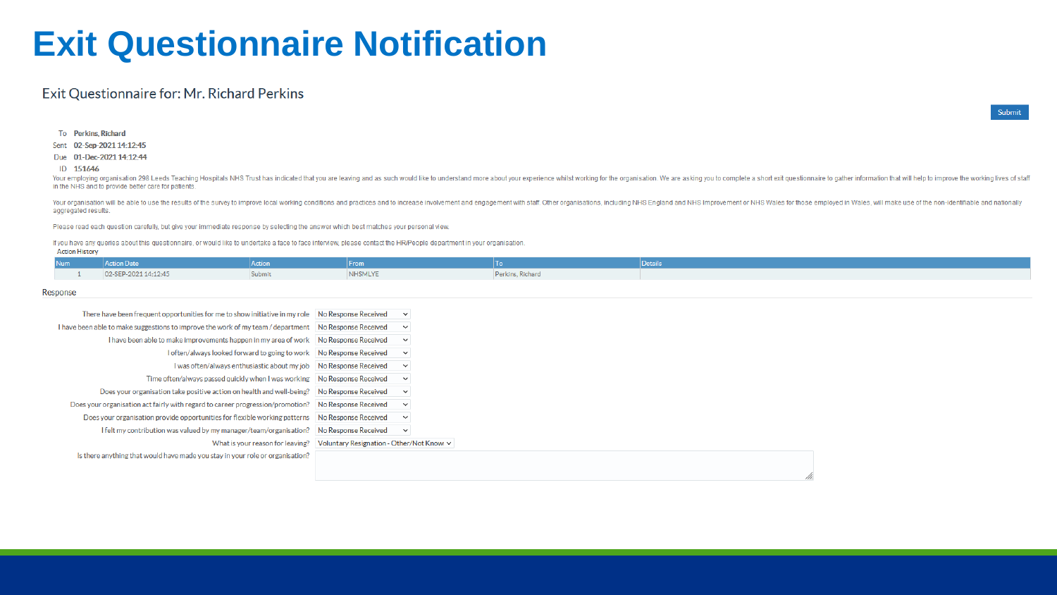# Exit Questionnaire Notification

## Exit Questionnaire for: Mr. Richard Perkins

Submit

**To** Perkins, Richard
**Sent** 02-Sep-2021 14:12:45
**Due** 01-Dec-2021 14:12:44
**ID** 151646

Your employing organisation 298 Leeds Teaching Hospitals NHS Trust has indicated that you are leaving and as such would like to understand more about your experience whilst working for the organisation. We are asking you to complete a short exit questionnaire to gather information that will help to improve the working lives of staff in the NHS and to provide better care for patients.

Your organisation will be able to use the results of the survey to improve local working conditions and practices and to increase involvement and engagement with staff. Other organisations, including NHS England and NHS Improvement or NHS Wales for those employed in Wales, will make use of the non-identifiable and nationally aggregated results.

Please read each question carefully, but give your immediate response by selecting the answer which best matches your personal view.

If you have any queries about this questionnaire, or would like to undertake a face to face interview, please contact the HR/People department in your organisation.

Action History

| Num | Action Date | Action | From | To | Details |
|---|---|---|---|---|---|
| 1 | 02-SEP-2021 14:12:45 | Submit | NHSMLYE | Perkins, Richard | |

### Response

| Question | Response |
|---|---|
| There have been frequent opportunities for me to show initiative in my role | No Response Received |
| I have been able to make suggestions to improve the work of my team / department | No Response Received |
| I have been able to make improvements happen in my area of work | No Response Received |
| I often/always looked forward to going to work | No Response Received |
| I was often/always enthusiastic about my job | No Response Received |
| Time often/always passed quickly when I was working | No Response Received |
| Does your organisation take positive action on health and well-being? | No Response Received |
| Does your organisation act fairly with regard to career progression/promotion? | No Response Received |
| Does your organisation provide opportunities for flexible working patterns | No Response Received |
| I felt my contribution was valued by my manager/team/organisation? | No Response Received |
| What is your reason for leaving? | Voluntary Resignation - Other/Not Know |
| Is there anything that would have made you stay in your role or organisation? | |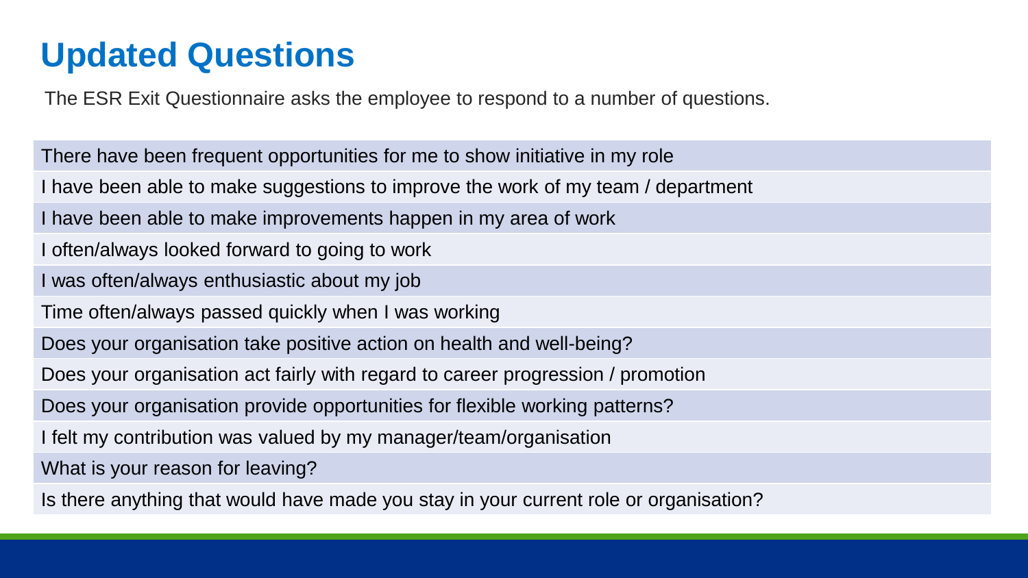# Updated Questions

The ESR Exit Questionnaire asks the employee to respond to a number of questions.

| |
|---|
| There have been frequent opportunities for me to show initiative in my role |
| I have been able to make suggestions to improve the work of my team / department |
| I have been able to make improvements happen in my area of work |
| I often/always looked forward to going to work |
| I was often/always enthusiastic about my job |
| Time often/always passed quickly when I was working |
| Does your organisation take positive action on health and well-being? |
| Does your organisation act fairly with regard to career progression / promotion |
| Does your organisation provide opportunities for flexible working patterns? |
| I felt my contribution was valued by my manager/team/organisation |
| What is your reason for leaving? |
| Is there anything that would have made you stay in your current role or organisation? |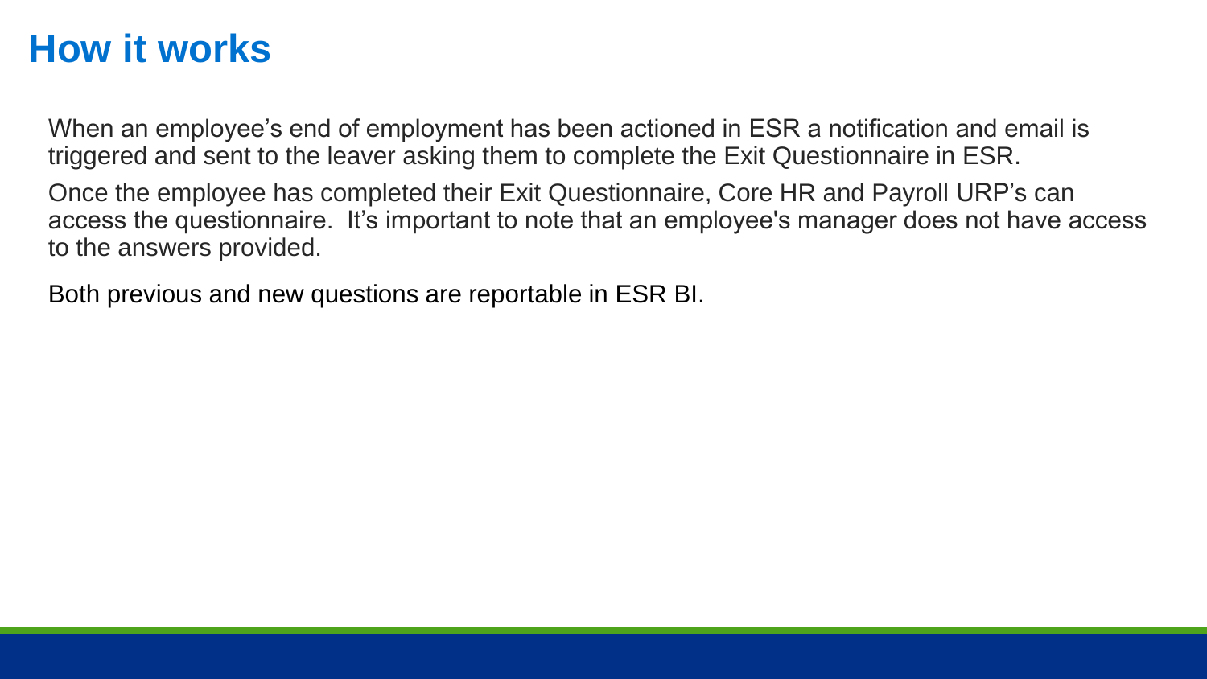# How it works

When an employee's end of employment has been actioned in ESR a notification and email is triggered and sent to the leaver asking them to complete the Exit Questionnaire in ESR.

Once the employee has completed their Exit Questionnaire, Core HR and Payroll URP's can access the questionnaire. It's important to note that an employee's manager does not have access to the answers provided.

Both previous and new questions are reportable in ESR BI.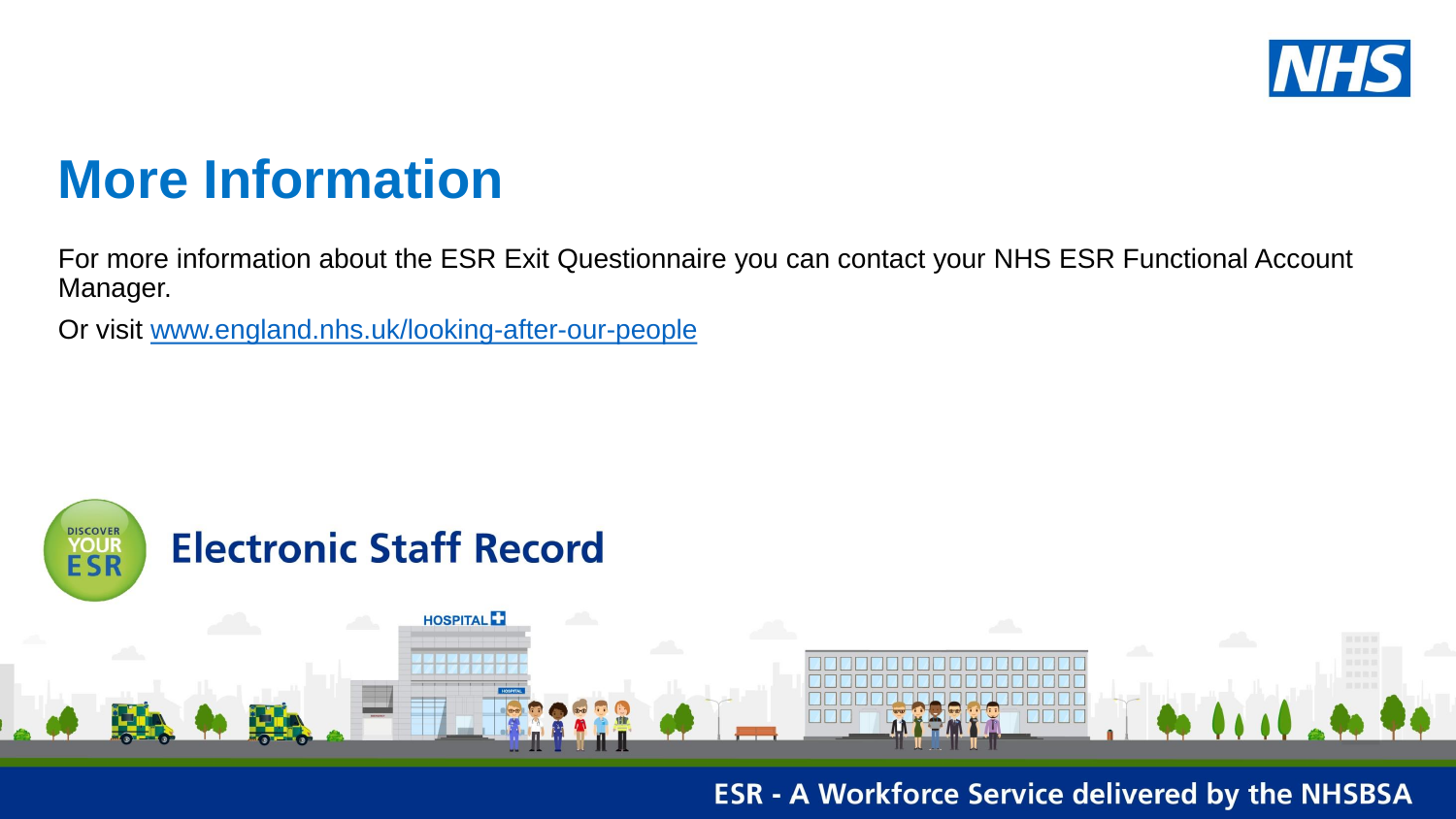# More Information

For more information about the ESR Exit Questionnaire you can contact your NHS ESR Functional Account Manager.

Or visit [www.england.nhs.uk/looking-after-our-people](www.england.nhs.uk/looking-after-our-people)

Electronic Staff Record

ESR - A Workforce Service delivered by the NHSBSA